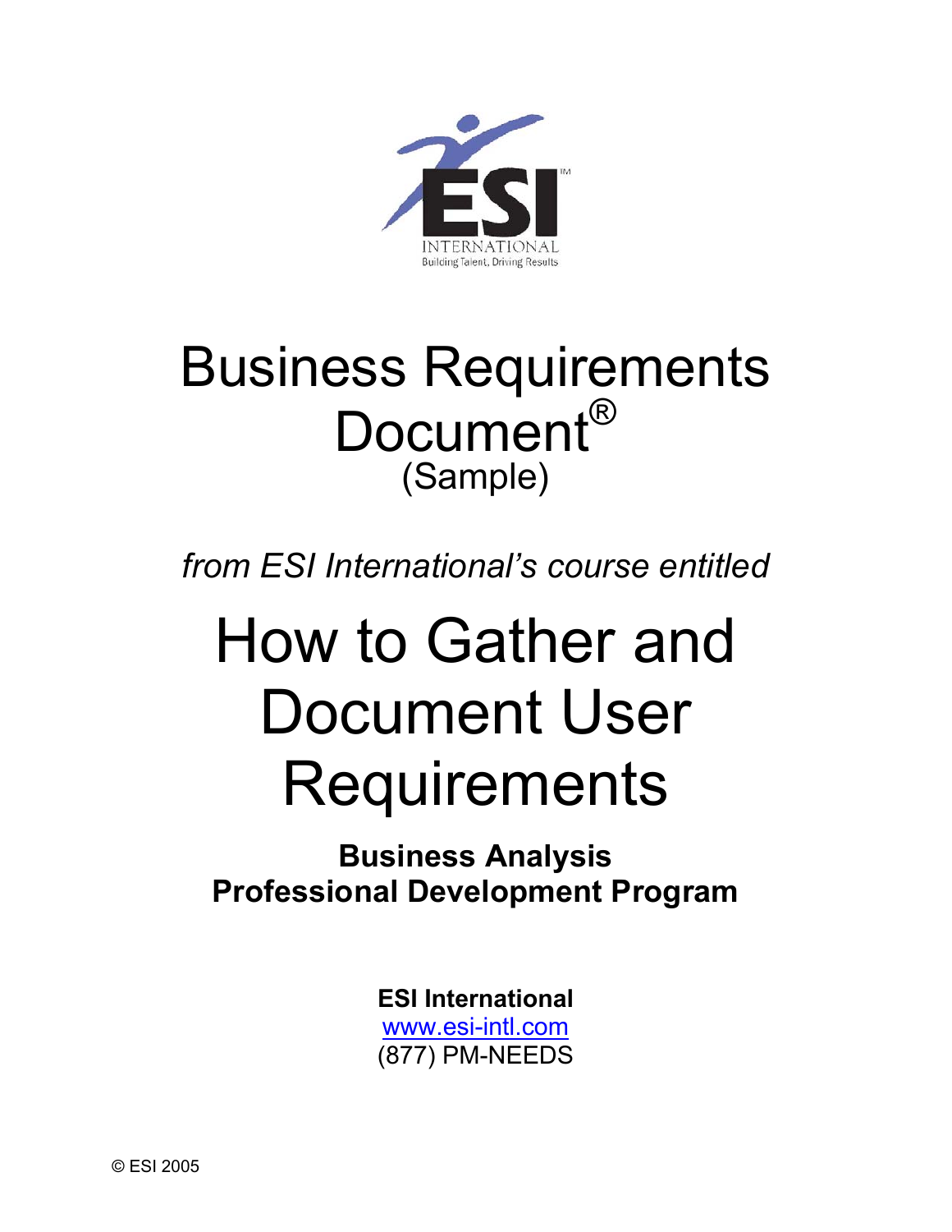ESI™

INTERNATIONAL

Building Talent, Driving Results

# Business Requirements Document®

(Sample)

*from ESI International's course entitled*

# How to Gather and Document User Requirements

**Business Analysis**
**Professional Development Program**

**ESI International**
www.esi-intl.com
(877) PM-NEEDS

© ESI 2005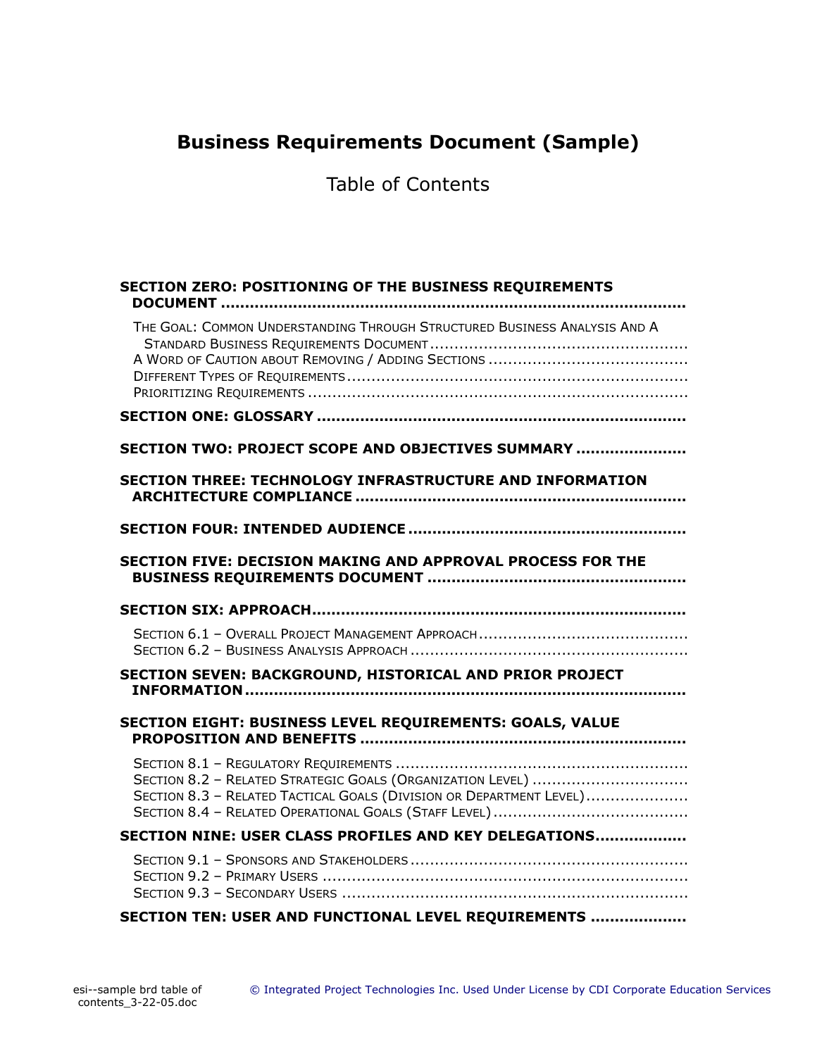# Business Requirements Document (Sample)

## Table of Contents

**SECTION ZERO: POSITIONING OF THE BUSINESS REQUIREMENTS DOCUMENT**

- The Goal: Common Understanding Through Structured Business Analysis And A Standard Business Requirements Document
- A Word of Caution about Removing / Adding Sections
- Different Types of Requirements
- Prioritizing Requirements

**SECTION ONE: GLOSSARY**

**SECTION TWO: PROJECT SCOPE AND OBJECTIVES SUMMARY**

**SECTION THREE: TECHNOLOGY INFRASTRUCTURE AND INFORMATION ARCHITECTURE COMPLIANCE**

**SECTION FOUR: INTENDED AUDIENCE**

**SECTION FIVE: DECISION MAKING AND APPROVAL PROCESS FOR THE BUSINESS REQUIREMENTS DOCUMENT**

**SECTION SIX: APPROACH**

- Section 6.1 – Overall Project Management Approach
- Section 6.2 – Business Analysis Approach

**SECTION SEVEN: BACKGROUND, HISTORICAL AND PRIOR PROJECT INFORMATION**

**SECTION EIGHT: BUSINESS LEVEL REQUIREMENTS: GOALS, VALUE PROPOSITION AND BENEFITS**

- Section 8.1 – Regulatory Requirements
- Section 8.2 – Related Strategic Goals (Organization Level)
- Section 8.3 – Related Tactical Goals (Division or Department Level)
- Section 8.4 – Related Operational Goals (Staff Level)

**SECTION NINE: USER CLASS PROFILES AND KEY DELEGATIONS**

- Section 9.1 – Sponsors and Stakeholders
- Section 9.2 – Primary Users
- Section 9.3 – Secondary Users

**SECTION TEN: USER AND FUNCTIONAL LEVEL REQUIREMENTS**

esi--sample brd table of contents_3-22-05.doc

© Integrated Project Technologies Inc. Used Under License by CDI Corporate Education Services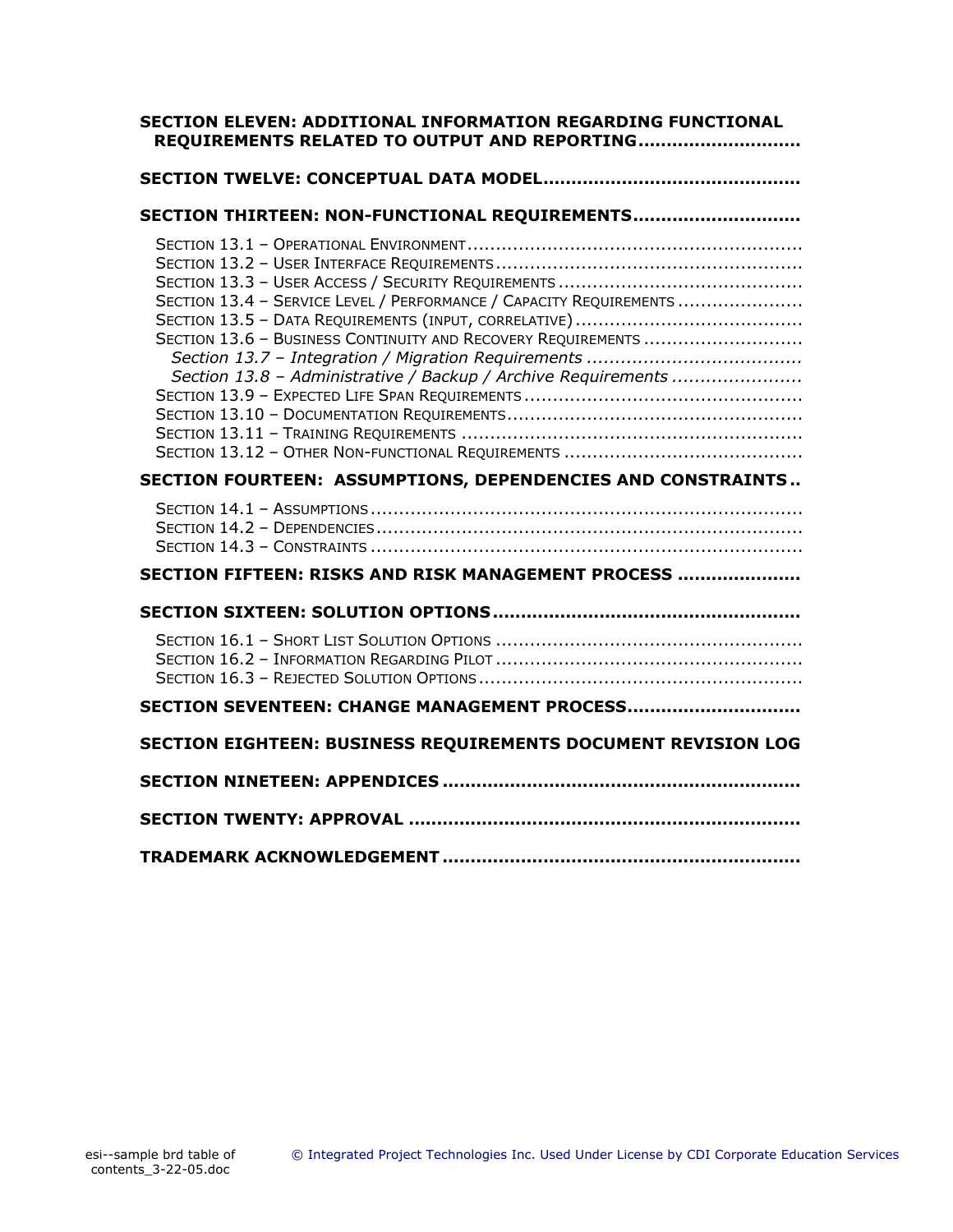**SECTION ELEVEN: ADDITIONAL INFORMATION REGARDING FUNCTIONAL REQUIREMENTS RELATED TO OUTPUT AND REPORTING............................**

**SECTION TWELVE: CONCEPTUAL DATA MODEL.............................................**

**SECTION THIRTEEN: NON-FUNCTIONAL REQUIREMENTS.............................**

- Section 13.1 – Operational Environment..........................................................
- Section 13.2 – User Interface Requirements......................................................
- Section 13.3 – User Access / Security Requirements...........................................
- Section 13.4 – Service Level / Performance / Capacity Requirements......................
- Section 13.5 – Data Requirements (input, correlative)........................................
- Section 13.6 – Business Continuity and Recovery Requirements............................
  - *Section 13.7 – Integration / Migration Requirements......................................*
  - *Section 13.8 – Administrative / Backup / Archive Requirements.......................*
- Section 13.9 – Expected Life Span Requirements.................................................
- Section 13.10 – Documentation Requirements....................................................
- Section 13.11 – Training Requirements............................................................
- Section 13.12 – Other Non-functional Requirements..........................................

**SECTION FOURTEEN: ASSUMPTIONS, DEPENDENCIES AND CONSTRAINTS..**

- Section 14.1 – Assumptions..........................................................................
- Section 14.2 – Dependencies.........................................................................
- Section 14.3 – Constraints...........................................................................

**SECTION FIFTEEN: RISKS AND RISK MANAGEMENT PROCESS.....................**

**SECTION SIXTEEN: SOLUTION OPTIONS......................................................**

- Section 16.1 – Short List Solution Options.....................................................
- Section 16.2 – Information Regarding Pilot.....................................................
- Section 16.3 – Rejected Solution Options.......................................................

**SECTION SEVENTEEN: CHANGE MANAGEMENT PROCESS..............................**

**SECTION EIGHTEEN: BUSINESS REQUIREMENTS DOCUMENT REVISION LOG**

**SECTION NINETEEN: APPENDICES..............................................................**

**SECTION TWENTY: APPROVAL....................................................................**

**TRADEMARK ACKNOWLEDGEMENT..............................................................**

esi--sample brd table of contents_3-22-05.doc

© Integrated Project Technologies Inc. Used Under License by CDI Corporate Education Services